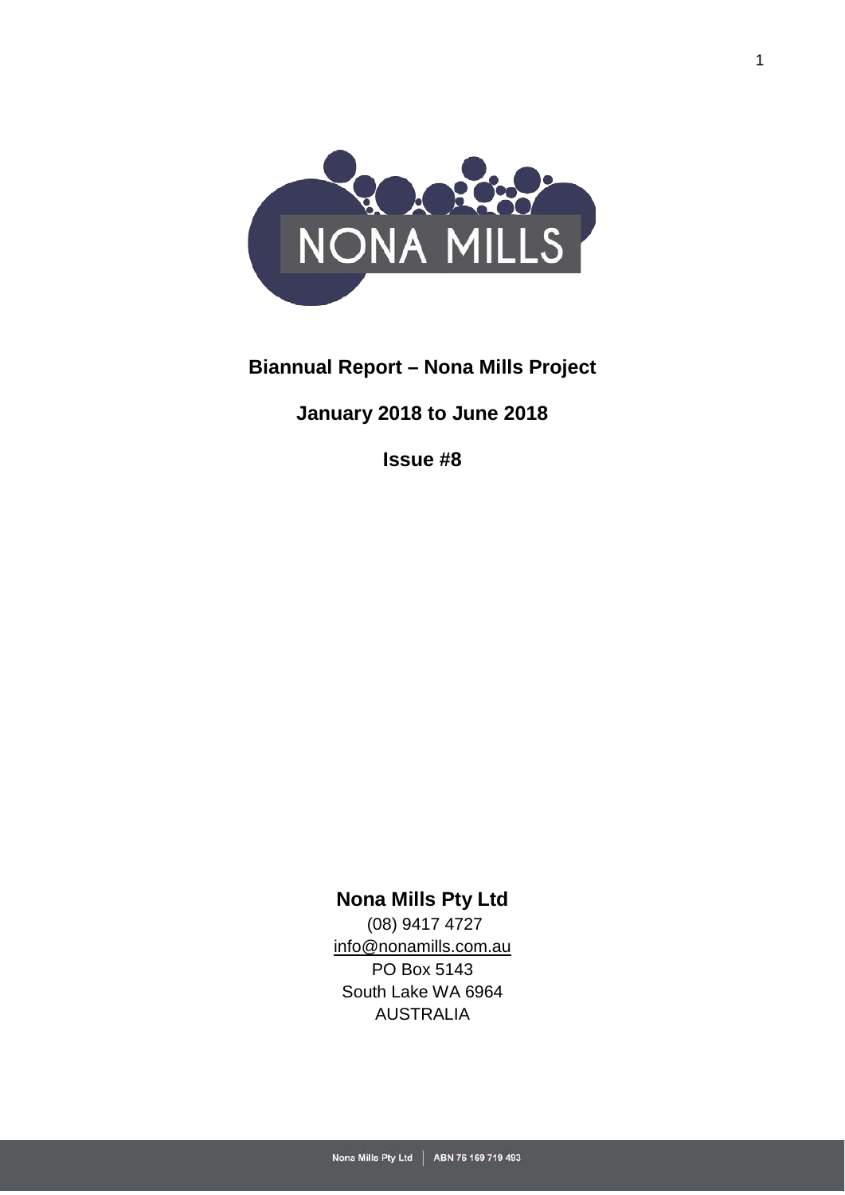NONA MILLS

# Biannual Report – Nona Mills Project

## January 2018 to June 2018

## Issue #8

**Nona Mills Pty Ltd**

(08) 9417 4727

info@nonamills.com.au

PO Box 5143

South Lake WA 6964

AUSTRALIA

Nona Mills Pty Ltd | ABN 76 169 719 493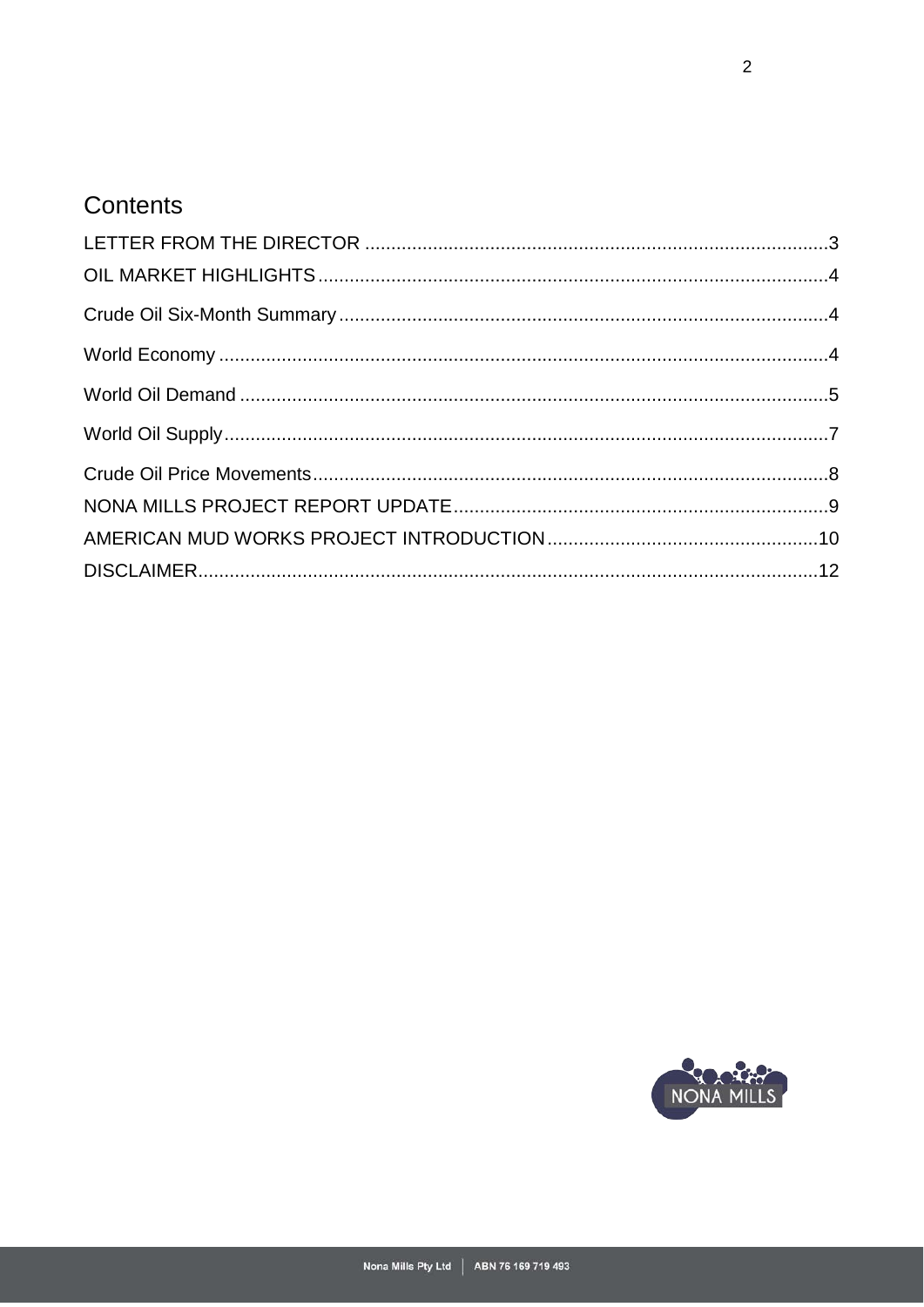# Contents

LETTER FROM THE DIRECTOR ....................................................................................3

OIL MARKET HIGHLIGHTS .....................................................................................4

Crude Oil Six-Month Summary .................................................................................4

World Economy ........................................................................................................4

World Oil Demand .....................................................................................................5

World Oil Supply .......................................................................................................7

Crude Oil Price Movements ......................................................................................8

NONA MILLS PROJECT REPORT UPDATE ............................................................9

AMERICAN MUD WORKS PROJECT INTRODUCTION ...........................................10

DISCLAIMER ............................................................................................................12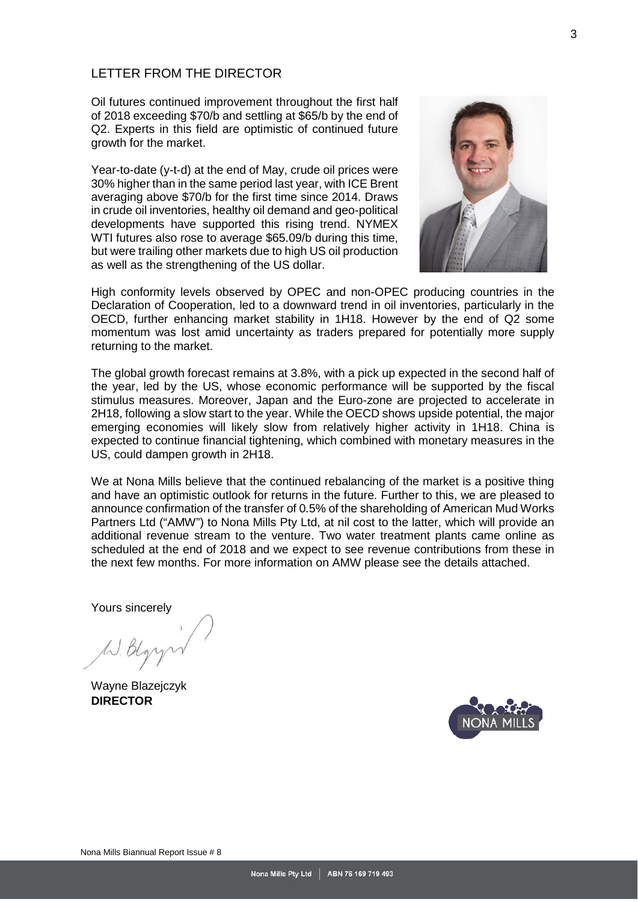## LETTER FROM THE DIRECTOR

Oil futures continued improvement throughout the first half of 2018 exceeding $70/b and settling at $65/b by the end of Q2. Experts in this field are optimistic of continued future growth for the market.

Year-to-date (y-t-d) at the end of May, crude oil prices were 30% higher than in the same period last year, with ICE Brent averaging above $70/b for the first time since 2014. Draws in crude oil inventories, healthy oil demand and geo-political developments have supported this rising trend. NYMEX WTI futures also rose to average $65.09/b during this time, but were trailing other markets due to high US oil production as well as the strengthening of the US dollar.

High conformity levels observed by OPEC and non-OPEC producing countries in the Declaration of Cooperation, led to a downward trend in oil inventories, particularly in the OECD, further enhancing market stability in 1H18. However by the end of Q2 some momentum was lost amid uncertainty as traders prepared for potentially more supply returning to the market.

The global growth forecast remains at 3.8%, with a pick up expected in the second half of the year, led by the US, whose economic performance will be supported by the fiscal stimulus measures. Moreover, Japan and the Euro-zone are projected to accelerate in 2H18, following a slow start to the year. While the OECD shows upside potential, the major emerging economies will likely slow from relatively higher activity in 1H18. China is expected to continue financial tightening, which combined with monetary measures in the US, could dampen growth in 2H18.

We at Nona Mills believe that the continued rebalancing of the market is a positive thing and have an optimistic outlook for returns in the future. Further to this, we are pleased to announce confirmation of the transfer of 0.5% of the shareholding of American Mud Works Partners Ltd ("AMW") to Nona Mills Pty Ltd, at nil cost to the latter, which will provide an additional revenue stream to the venture. Two water treatment plants came online as scheduled at the end of 2018 and we expect to see revenue contributions from these in the next few months. For more information on AMW please see the details attached.

Yours sincerely

W. Blazejczyk

Wayne Blazejczyk
**DIRECTOR**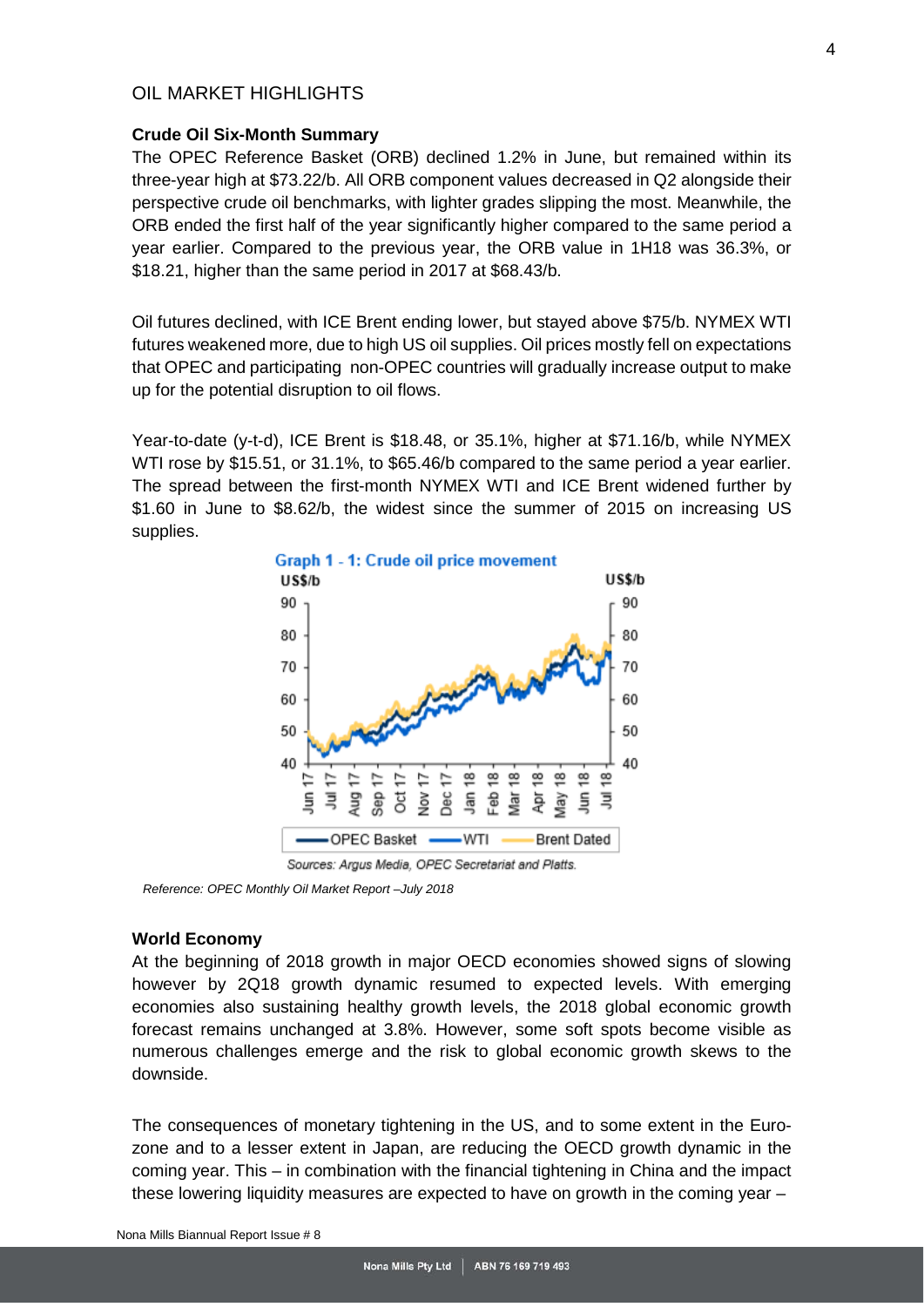## OIL MARKET HIGHLIGHTS

### Crude Oil Six-Month Summary

The OPEC Reference Basket (ORB) declined 1.2% in June, but remained within its three-year high at $73.22/b. All ORB component values decreased in Q2 alongside their perspective crude oil benchmarks, with lighter grades slipping the most. Meanwhile, the ORB ended the first half of the year significantly higher compared to the same period a year earlier. Compared to the previous year, the ORB value in 1H18 was 36.3%, or $18.21, higher than the same period in 2017 at $68.43/b.

Oil futures declined, with ICE Brent ending lower, but stayed above $75/b. NYMEX WTI futures weakened more, due to high US oil supplies. Oil prices mostly fell on expectations that OPEC and participating non-OPEC countries will gradually increase output to make up for the potential disruption to oil flows.

Year-to-date (y-t-d), ICE Brent is $18.48, or 35.1%, higher at $71.16/b, while NYMEX WTI rose by $15.51, or 31.1%, to $65.46/b compared to the same period a year earlier. The spread between the first-month NYMEX WTI and ICE Brent widened further by $1.60 in June to $8.62/b, the widest since the summer of 2015 on increasing US supplies.

Graph 1 - 1: Crude oil price movement

Sources: Argus Media, OPEC Secretariat and Platts.

*Reference: OPEC Monthly Oil Market Report –July 2018*

### World Economy

At the beginning of 2018 growth in major OECD economies showed signs of slowing however by 2Q18 growth dynamic resumed to expected levels. With emerging economies also sustaining healthy growth levels, the 2018 global economic growth forecast remains unchanged at 3.8%. However, some soft spots become visible as numerous challenges emerge and the risk to global economic growth skews to the downside.

The consequences of monetary tightening in the US, and to some extent in the Euro-zone and to a lesser extent in Japan, are reducing the OECD growth dynamic in the coming year. This – in combination with the financial tightening in China and the impact these lowering liquidity measures are expected to have on growth in the coming year –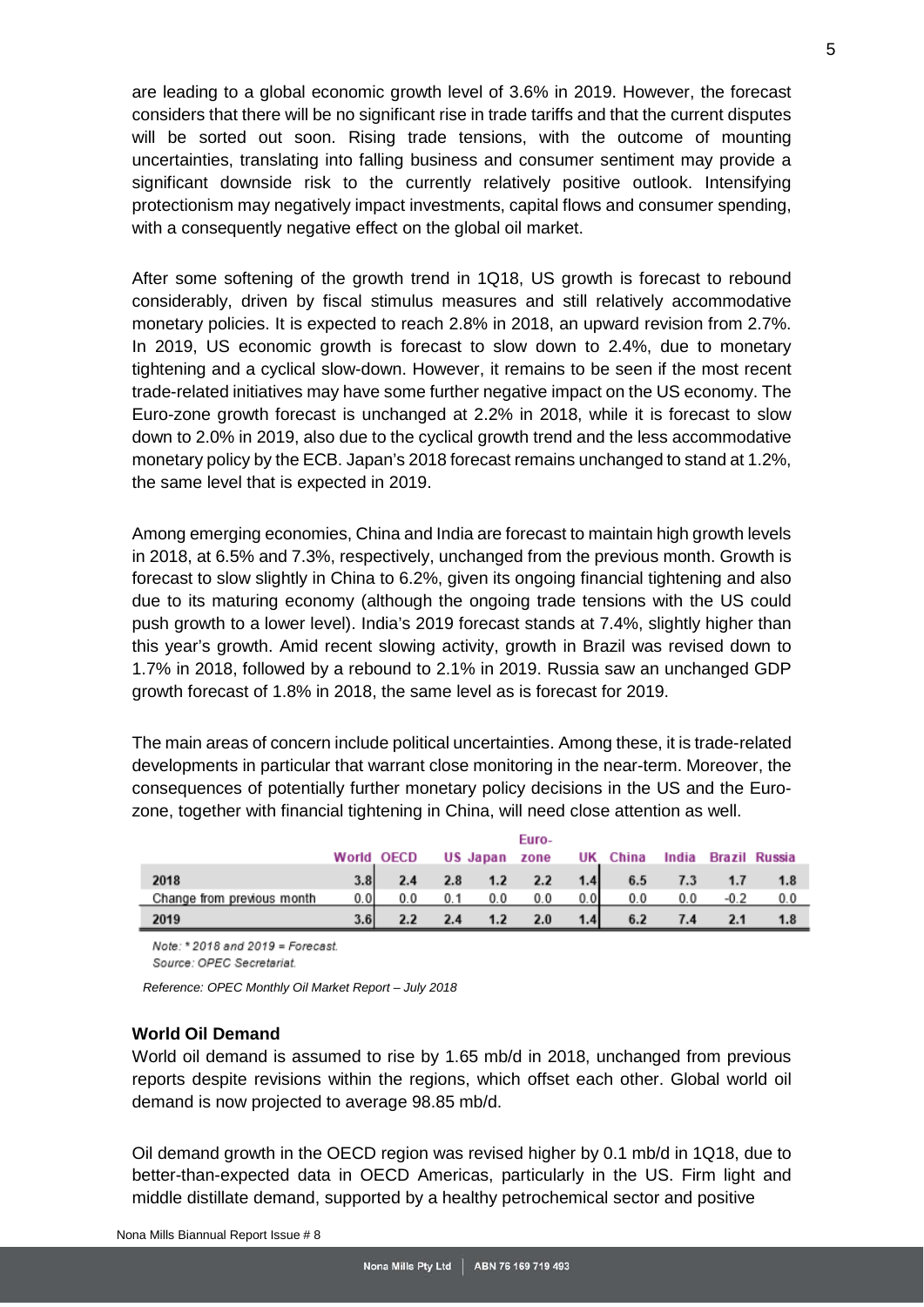are leading to a global economic growth level of 3.6% in 2019. However, the forecast considers that there will be no significant rise in trade tariffs and that the current disputes will be sorted out soon. Rising trade tensions, with the outcome of mounting uncertainties, translating into falling business and consumer sentiment may provide a significant downside risk to the currently relatively positive outlook. Intensifying protectionism may negatively impact investments, capital flows and consumer spending, with a consequently negative effect on the global oil market.

After some softening of the growth trend in 1Q18, US growth is forecast to rebound considerably, driven by fiscal stimulus measures and still relatively accommodative monetary policies. It is expected to reach 2.8% in 2018, an upward revision from 2.7%. In 2019, US economic growth is forecast to slow down to 2.4%, due to monetary tightening and a cyclical slow-down. However, it remains to be seen if the most recent trade-related initiatives may have some further negative impact on the US economy. The Euro-zone growth forecast is unchanged at 2.2% in 2018, while it is forecast to slow down to 2.0% in 2019, also due to the cyclical growth trend and the less accommodative monetary policy by the ECB. Japan's 2018 forecast remains unchanged to stand at 1.2%, the same level that is expected in 2019.

Among emerging economies, China and India are forecast to maintain high growth levels in 2018, at 6.5% and 7.3%, respectively, unchanged from the previous month. Growth is forecast to slow slightly in China to 6.2%, given its ongoing financial tightening and also due to its maturing economy (although the ongoing trade tensions with the US could push growth to a lower level). India's 2019 forecast stands at 7.4%, slightly higher than this year's growth. Amid recent slowing activity, growth in Brazil was revised down to 1.7% in 2018, followed by a rebound to 2.1% in 2019. Russia saw an unchanged GDP growth forecast of 1.8% in 2018, the same level as is forecast for 2019.

The main areas of concern include political uncertainties. Among these, it is trade-related developments in particular that warrant close monitoring in the near-term. Moreover, the consequences of potentially further monetary policy decisions in the US and the Euro-zone, together with financial tightening in China, will need close attention as well.

| | World | OECD | US | Japan | Euro-zone | UK | China | India | Brazil | Russia |
|---|---|---|---|---|---|---|---|---|---|---|
| 2018 | 3.8 | 2.4 | 2.8 | 1.2 | 2.2 | 1.4 | 6.5 | 7.3 | 1.7 | 1.8 |
| Change from previous month | 0.0 | 0.0 | 0.1 | 0.0 | 0.0 | 0.0 | 0.0 | 0.0 | -0.2 | 0.0 |
| 2019 | 3.6 | 2.2 | 2.4 | 1.2 | 2.0 | 1.4 | 6.2 | 7.4 | 2.1 | 1.8 |

*Note: * 2018 and 2019 = Forecast.*
*Source: OPEC Secretariat.*

*Reference: OPEC Monthly Oil Market Report – July 2018*

**World Oil Demand**

World oil demand is assumed to rise by 1.65 mb/d in 2018, unchanged from previous reports despite revisions within the regions, which offset each other. Global world oil demand is now projected to average 98.85 mb/d.

Oil demand growth in the OECD region was revised higher by 0.1 mb/d in 1Q18, due to better-than-expected data in OECD Americas, particularly in the US. Firm light and middle distillate demand, supported by a healthy petrochemical sector and positive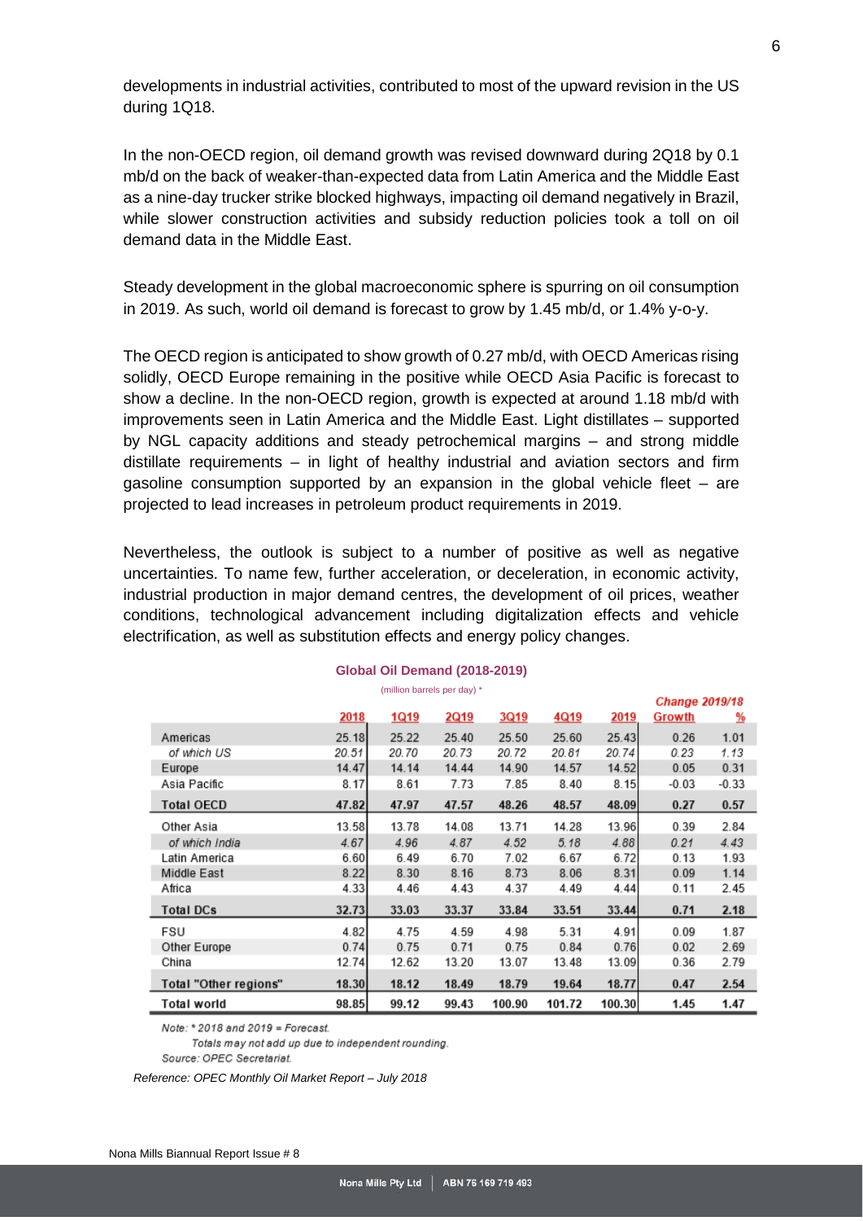developments in industrial activities, contributed to most of the upward revision in the US during 1Q18.

In the non-OECD region, oil demand growth was revised downward during 2Q18 by 0.1 mb/d on the back of weaker-than-expected data from Latin America and the Middle East as a nine-day trucker strike blocked highways, impacting oil demand negatively in Brazil, while slower construction activities and subsidy reduction policies took a toll on oil demand data in the Middle East.

Steady development in the global macroeconomic sphere is spurring on oil consumption in 2019. As such, world oil demand is forecast to grow by 1.45 mb/d, or 1.4% y-o-y.

The OECD region is anticipated to show growth of 0.27 mb/d, with OECD Americas rising solidly, OECD Europe remaining in the positive while OECD Asia Pacific is forecast to show a decline. In the non-OECD region, growth is expected at around 1.18 mb/d with improvements seen in Latin America and the Middle East. Light distillates – supported by NGL capacity additions and steady petrochemical margins – and strong middle distillate requirements – in light of healthy industrial and aviation sectors and firm gasoline consumption supported by an expansion in the global vehicle fleet – are projected to lead increases in petroleum product requirements in 2019.

Nevertheless, the outlook is subject to a number of positive as well as negative uncertainties. To name few, further acceleration, or deceleration, in economic activity, industrial production in major demand centres, the development of oil prices, weather conditions, technological advancement including digitalization effects and vehicle electrification, as well as substitution effects and energy policy changes.

**Global Oil Demand (2018-2019)**

(million barrels per day) *

| | 2018 | 1Q19 | 2Q19 | 3Q19 | 4Q19 | 2019 | Change 2019/18 Growth | % |
|---|---|---|---|---|---|---|---|---|
| Americas | 25.18 | 25.22 | 25.40 | 25.50 | 25.60 | 25.43 | 0.26 | 1.01 |
| *of which US* | *20.51* | *20.70* | *20.73* | *20.72* | *20.81* | *20.74* | *0.23* | *1.13* |
| Europe | 14.47 | 14.14 | 14.44 | 14.90 | 14.57 | 14.52 | 0.05 | 0.31 |
| Asia Pacific | 8.17 | 8.61 | 7.73 | 7.85 | 8.40 | 8.15 | -0.03 | -0.33 |
| **Total OECD** | **47.82** | **47.97** | **47.57** | **48.26** | **48.57** | **48.09** | **0.27** | **0.57** |
| Other Asia | 13.58 | 13.78 | 14.08 | 13.71 | 14.28 | 13.96 | 0.39 | 2.84 |
| *of which India* | *4.67* | *4.96* | *4.87* | *4.52* | *5.18* | *4.88* | *0.21* | *4.43* |
| Latin America | 6.60 | 6.49 | 6.70 | 7.02 | 6.67 | 6.72 | 0.13 | 1.93 |
| Middle East | 8.22 | 8.30 | 8.16 | 8.73 | 8.06 | 8.31 | 0.09 | 1.14 |
| Africa | 4.33 | 4.46 | 4.43 | 4.37 | 4.49 | 4.44 | 0.11 | 2.45 |
| **Total DCs** | **32.73** | **33.03** | **33.37** | **33.84** | **33.51** | **33.44** | **0.71** | **2.18** |
| FSU | 4.82 | 4.75 | 4.59 | 4.98 | 5.31 | 4.91 | 0.09 | 1.87 |
| Other Europe | 0.74 | 0.75 | 0.71 | 0.75 | 0.84 | 0.76 | 0.02 | 2.69 |
| China | 12.74 | 12.62 | 13.20 | 13.07 | 13.48 | 13.09 | 0.36 | 2.79 |
| **Total "Other regions"** | **18.30** | **18.12** | **18.49** | **18.79** | **19.64** | **18.77** | **0.47** | **2.54** |
| **Total world** | **98.85** | **99.12** | **99.43** | **100.90** | **101.72** | **100.30** | **1.45** | **1.47** |

*Note: * 2018 and 2019 = Forecast.*

*Totals may not add up due to independent rounding.*

*Source: OPEC Secretariat.*

*Reference: OPEC Monthly Oil Market Report – July 2018*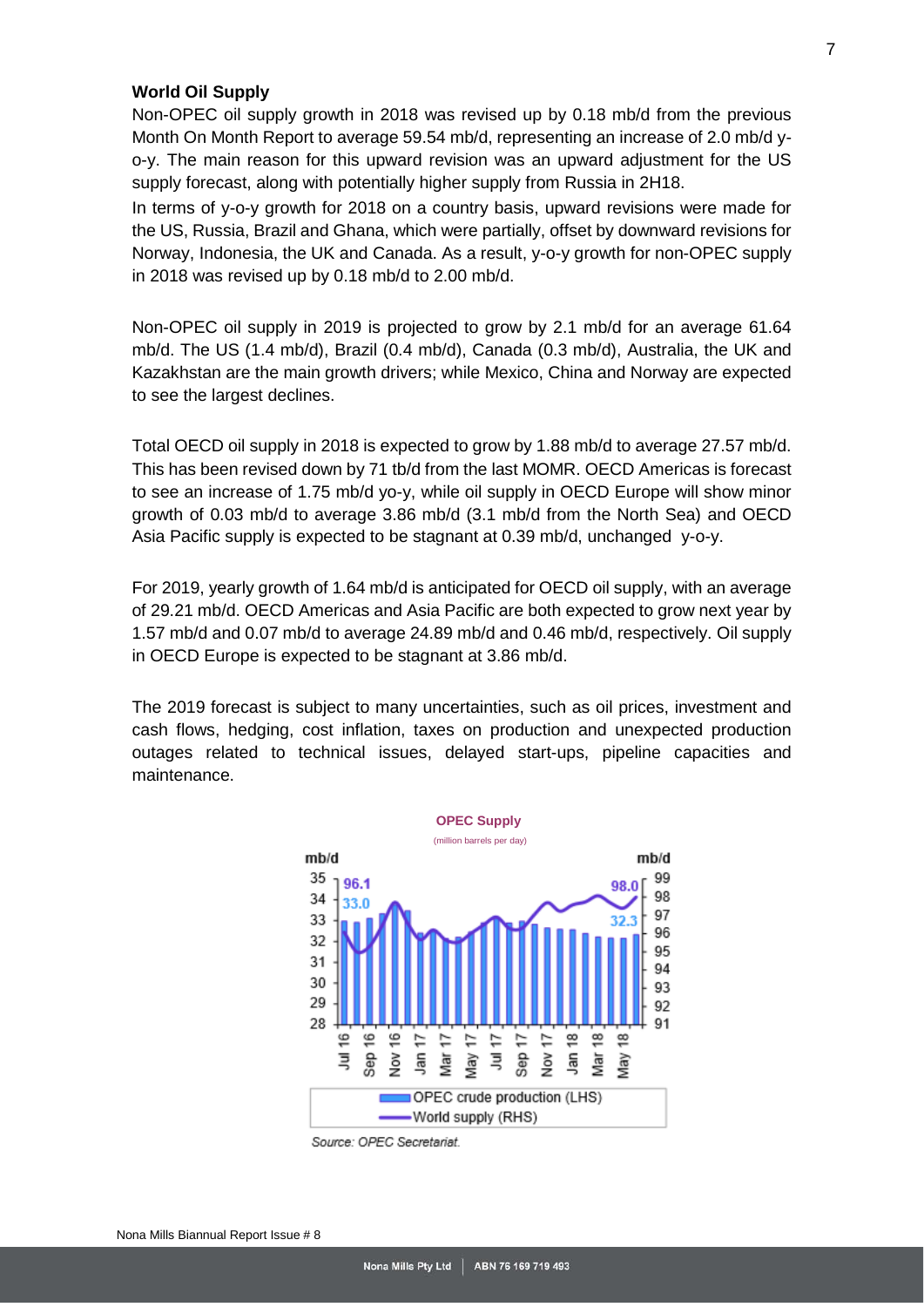**World Oil Supply**

Non-OPEC oil supply growth in 2018 was revised up by 0.18 mb/d from the previous Month On Month Report to average 59.54 mb/d, representing an increase of 2.0 mb/d y-o-y. The main reason for this upward revision was an upward adjustment for the US supply forecast, along with potentially higher supply from Russia in 2H18.

In terms of y-o-y growth for 2018 on a country basis, upward revisions were made for the US, Russia, Brazil and Ghana, which were partially, offset by downward revisions for Norway, Indonesia, the UK and Canada. As a result, y-o-y growth for non-OPEC supply in 2018 was revised up by 0.18 mb/d to 2.00 mb/d.

Non-OPEC oil supply in 2019 is projected to grow by 2.1 mb/d for an average 61.64 mb/d. The US (1.4 mb/d), Brazil (0.4 mb/d), Canada (0.3 mb/d), Australia, the UK and Kazakhstan are the main growth drivers; while Mexico, China and Norway are expected to see the largest declines.

Total OECD oil supply in 2018 is expected to grow by 1.88 mb/d to average 27.57 mb/d. This has been revised down by 71 tb/d from the last MOMR. OECD Americas is forecast to see an increase of 1.75 mb/d yo-y, while oil supply in OECD Europe will show minor growth of 0.03 mb/d to average 3.86 mb/d (3.1 mb/d from the North Sea) and OECD Asia Pacific supply is expected to be stagnant at 0.39 mb/d, unchanged y-o-y.

For 2019, yearly growth of 1.64 mb/d is anticipated for OECD oil supply, with an average of 29.21 mb/d. OECD Americas and Asia Pacific are both expected to grow next year by 1.57 mb/d and 0.07 mb/d to average 24.89 mb/d and 0.46 mb/d, respectively. Oil supply in OECD Europe is expected to be stagnant at 3.86 mb/d.

The 2019 forecast is subject to many uncertainties, such as oil prices, investment and cash flows, hedging, cost inflation, taxes on production and unexpected production outages related to technical issues, delayed start-ups, pipeline capacities and maintenance.

**OPEC Supply**
(million barrels per day)

Source: OPEC Secretariat.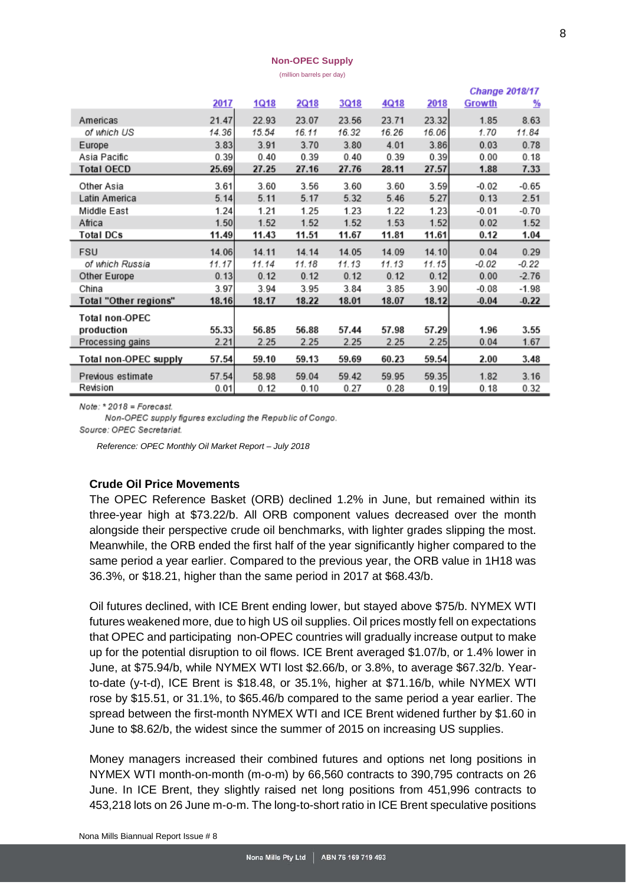**Non-OPEC Supply**

(million barrels per day)

| | 2017 | 1Q18 | 2Q18 | 3Q18 | 4Q18 | 2018 | Change 2018/17 Growth | % |
|---|---|---|---|---|---|---|---|---|
| Americas | 21.47 | 22.93 | 23.07 | 23.56 | 23.71 | 23.32 | 1.85 | 8.63 |
| *of which US* | *14.36* | *15.54* | *16.11* | *16.32* | *16.26* | *16.06* | *1.70* | *11.84* |
| Europe | 3.83 | 3.91 | 3.70 | 3.80 | 4.01 | 3.86 | 0.03 | 0.78 |
| Asia Pacific | 0.39 | 0.40 | 0.39 | 0.40 | 0.39 | 0.39 | 0.00 | 0.18 |
| **Total OECD** | **25.69** | **27.25** | **27.16** | **27.76** | **28.11** | **27.57** | **1.88** | **7.33** |
| Other Asia | 3.61 | 3.60 | 3.56 | 3.60 | 3.60 | 3.59 | -0.02 | -0.65 |
| Latin America | 5.14 | 5.11 | 5.17 | 5.32 | 5.46 | 5.27 | 0.13 | 2.51 |
| Middle East | 1.24 | 1.21 | 1.25 | 1.23 | 1.22 | 1.23 | -0.01 | -0.70 |
| Africa | 1.50 | 1.52 | 1.52 | 1.52 | 1.53 | 1.52 | 0.02 | 1.52 |
| **Total DCs** | **11.49** | **11.43** | **11.51** | **11.67** | **11.81** | **11.61** | **0.12** | **1.04** |
| FSU | 14.06 | 14.11 | 14.14 | 14.05 | 14.09 | 14.10 | 0.04 | 0.29 |
| *of which Russia* | *11.17* | *11.14* | *11.18* | *11.13* | *11.13* | *11.15* | *-0.02* | *-0.22* |
| Other Europe | 0.13 | 0.12 | 0.12 | 0.12 | 0.12 | 0.12 | 0.00 | -2.76 |
| China | 3.97 | 3.94 | 3.95 | 3.84 | 3.85 | 3.90 | -0.08 | -1.98 |
| **Total "Other regions"** | **18.16** | **18.17** | **18.22** | **18.01** | **18.07** | **18.12** | **-0.04** | **-0.22** |
| **Total non-OPEC production** | **55.33** | **56.85** | **56.88** | **57.44** | **57.98** | **57.29** | **1.96** | **3.55** |
| Processing gains | 2.21 | 2.25 | 2.25 | 2.25 | 2.25 | 2.25 | 0.04 | 1.67 |
| **Total non-OPEC supply** | **57.54** | **59.10** | **59.13** | **59.69** | **60.23** | **59.54** | **2.00** | **3.48** |
| Previous estimate | 57.54 | 58.98 | 59.04 | 59.42 | 59.95 | 59.35 | 1.82 | 3.16 |
| Revision | 0.01 | 0.12 | 0.10 | 0.27 | 0.28 | 0.19 | 0.18 | 0.32 |

*Note: * 2018 = Forecast.*

*Non-OPEC supply figures excluding the Republic of Congo.*

*Source: OPEC Secretariat.*

*Reference: OPEC Monthly Oil Market Report – July 2018*

**Crude Oil Price Movements**

The OPEC Reference Basket (ORB) declined 1.2% in June, but remained within its three-year high at $73.22/b. All ORB component values decreased over the month alongside their perspective crude oil benchmarks, with lighter grades slipping the most. Meanwhile, the ORB ended the first half of the year significantly higher compared to the same period a year earlier. Compared to the previous year, the ORB value in 1H18 was 36.3%, or $18.21, higher than the same period in 2017 at $68.43/b.

Oil futures declined, with ICE Brent ending lower, but stayed above $75/b. NYMEX WTI futures weakened more, due to high US oil supplies. Oil prices mostly fell on expectations that OPEC and participating non-OPEC countries will gradually increase output to make up for the potential disruption to oil flows. ICE Brent averaged $1.07/b, or 1.4% lower in June, at $75.94/b, while NYMEX WTI lost $2.66/b, or 3.8%, to average $67.32/b. Year-to-date (y-t-d), ICE Brent is $18.48, or 35.1%, higher at $71.16/b, while NYMEX WTI rose by $15.51, or 31.1%, to $65.46/b compared to the same period a year earlier. The spread between the first-month NYMEX WTI and ICE Brent widened further by $1.60 in June to $8.62/b, the widest since the summer of 2015 on increasing US supplies.

Money managers increased their combined futures and options net long positions in NYMEX WTI month-on-month (m-o-m) by 66,560 contracts to 390,795 contracts on 26 June. In ICE Brent, they slightly raised net long positions from 451,996 contracts to 453,218 lots on 26 June m-o-m. The long-to-short ratio in ICE Brent speculative positions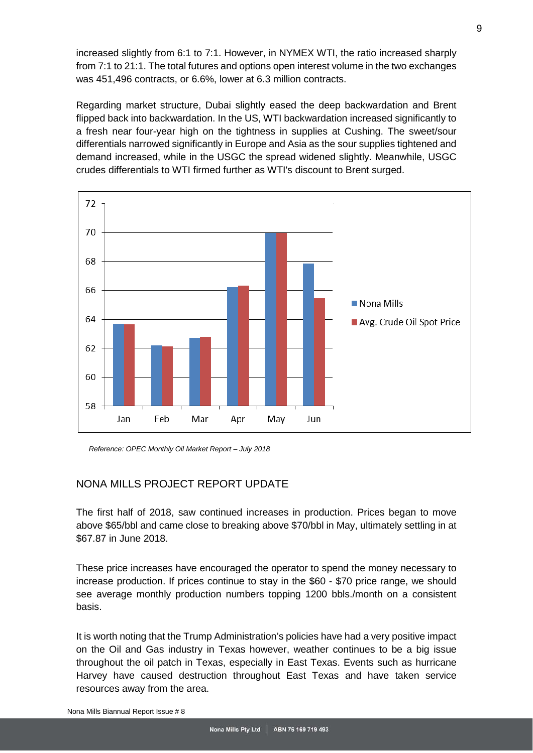increased slightly from 6:1 to 7:1. However, in NYMEX WTI, the ratio increased sharply from 7:1 to 21:1. The total futures and options open interest volume in the two exchanges was 451,496 contracts, or 6.6%, lower at 6.3 million contracts.

Regarding market structure, Dubai slightly eased the deep backwardation and Brent flipped back into backwardation. In the US, WTI backwardation increased significantly to a fresh near four-year high on the tightness in supplies at Cushing. The sweet/sour differentials narrowed significantly in Europe and Asia as the sour supplies tightened and demand increased, while in the USGC the spread widened slightly. Meanwhile, USGC crudes differentials to WTI firmed further as WTI's discount to Brent surged.

*Reference: OPEC Monthly Oil Market Report – July 2018*

## NONA MILLS PROJECT REPORT UPDATE

The first half of 2018, saw continued increases in production. Prices began to move above $65/bbl and came close to breaking above $70/bbl in May, ultimately settling in at $67.87 in June 2018.

These price increases have encouraged the operator to spend the money necessary to increase production. If prices continue to stay in the $60 - $70 price range, we should see average monthly production numbers topping 1200 bbls./month on a consistent basis.

It is worth noting that the Trump Administration's policies have had a very positive impact on the Oil and Gas industry in Texas however, weather continues to be a big issue throughout the oil patch in Texas, especially in East Texas. Events such as hurricane Harvey have caused destruction throughout East Texas and have taken service resources away from the area.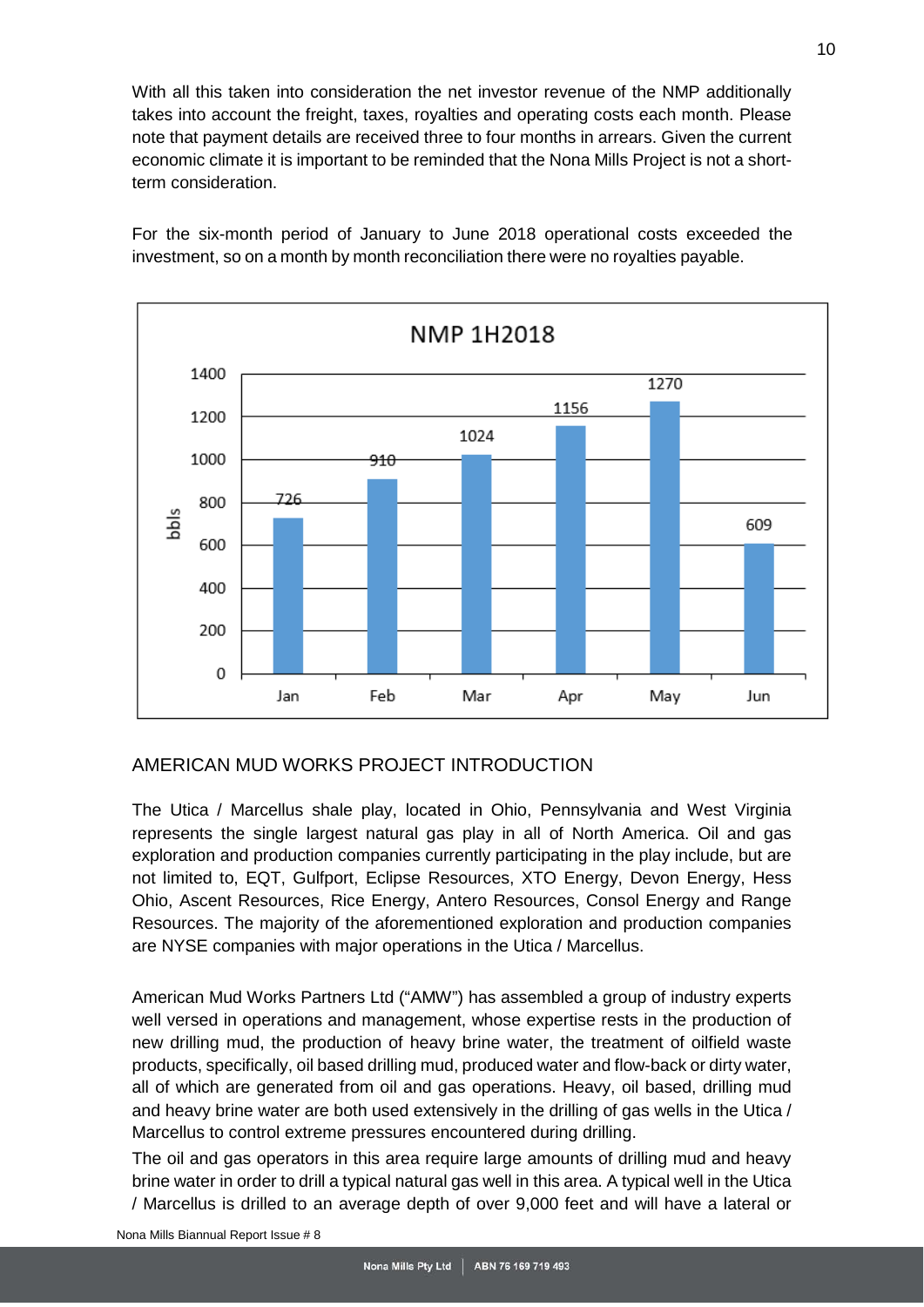With all this taken into consideration the net investor revenue of the NMP additionally takes into account the freight, taxes, royalties and operating costs each month. Please note that payment details are received three to four months in arrears. Given the current economic climate it is important to be reminded that the Nona Mills Project is not a short-term consideration.

For the six-month period of January to June 2018 operational costs exceeded the investment, so on a month by month reconciliation there were no royalties payable.

**NMP 1H2018**

| Month | bbls |
|---|---|
| Jan | 726 |
| Feb | 910 |
| Mar | 1024 |
| Apr | 1156 |
| May | 1270 |
| Jun | 609 |

## AMERICAN MUD WORKS PROJECT INTRODUCTION

The Utica / Marcellus shale play, located in Ohio, Pennsylvania and West Virginia represents the single largest natural gas play in all of North America. Oil and gas exploration and production companies currently participating in the play include, but are not limited to, EQT, Gulfport, Eclipse Resources, XTO Energy, Devon Energy, Hess Ohio, Ascent Resources, Rice Energy, Antero Resources, Consol Energy and Range Resources. The majority of the aforementioned exploration and production companies are NYSE companies with major operations in the Utica / Marcellus.

American Mud Works Partners Ltd ("AMW") has assembled a group of industry experts well versed in operations and management, whose expertise rests in the production of new drilling mud, the production of heavy brine water, the treatment of oilfield waste products, specifically, oil based drilling mud, produced water and flow-back or dirty water, all of which are generated from oil and gas operations. Heavy, oil based, drilling mud and heavy brine water are both used extensively in the drilling of gas wells in the Utica / Marcellus to control extreme pressures encountered during drilling.

The oil and gas operators in this area require large amounts of drilling mud and heavy brine water in order to drill a typical natural gas well in this area. A typical well in the Utica / Marcellus is drilled to an average depth of over 9,000 feet and will have a lateral or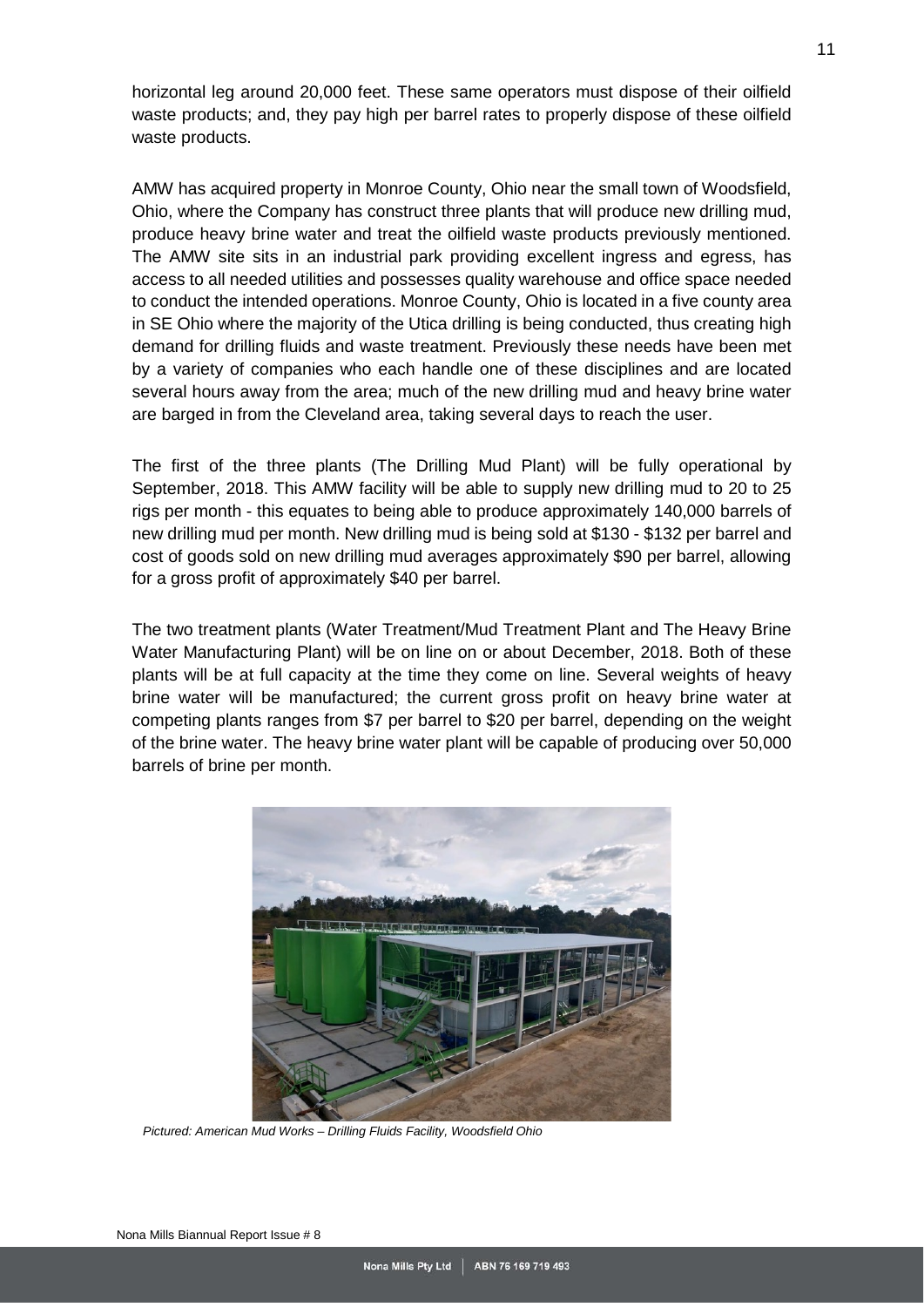horizontal leg around 20,000 feet. These same operators must dispose of their oilfield waste products; and, they pay high per barrel rates to properly dispose of these oilfield waste products.

AMW has acquired property in Monroe County, Ohio near the small town of Woodsfield, Ohio, where the Company has construct three plants that will produce new drilling mud, produce heavy brine water and treat the oilfield waste products previously mentioned. The AMW site sits in an industrial park providing excellent ingress and egress, has access to all needed utilities and possesses quality warehouse and office space needed to conduct the intended operations. Monroe County, Ohio is located in a five county area in SE Ohio where the majority of the Utica drilling is being conducted, thus creating high demand for drilling fluids and waste treatment. Previously these needs have been met by a variety of companies who each handle one of these disciplines and are located several hours away from the area; much of the new drilling mud and heavy brine water are barged in from the Cleveland area, taking several days to reach the user.

The first of the three plants (The Drilling Mud Plant) will be fully operational by September, 2018. This AMW facility will be able to supply new drilling mud to 20 to 25 rigs per month - this equates to being able to produce approximately 140,000 barrels of new drilling mud per month. New drilling mud is being sold at $130 - $132 per barrel and cost of goods sold on new drilling mud averages approximately $90 per barrel, allowing for a gross profit of approximately $40 per barrel.

The two treatment plants (Water Treatment/Mud Treatment Plant and The Heavy Brine Water Manufacturing Plant) will be on line on or about December, 2018. Both of these plants will be at full capacity at the time they come on line. Several weights of heavy brine water will be manufactured; the current gross profit on heavy brine water at competing plants ranges from $7 per barrel to $20 per barrel, depending on the weight of the brine water. The heavy brine water plant will be capable of producing over 50,000 barrels of brine per month.

*Pictured: American Mud Works – Drilling Fluids Facility, Woodsfield Ohio*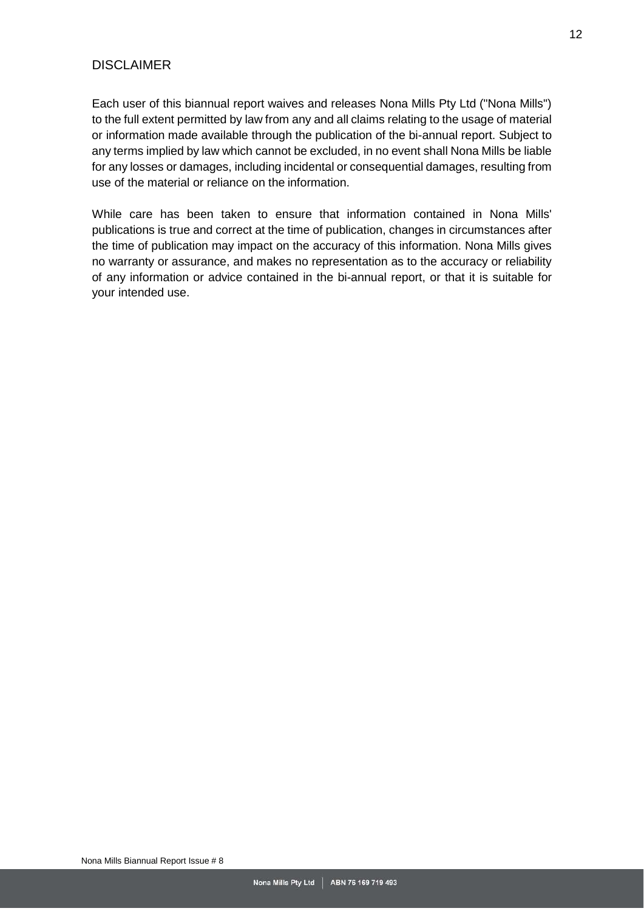## DISCLAIMER

Each user of this biannual report waives and releases Nona Mills Pty Ltd ("Nona Mills") to the full extent permitted by law from any and all claims relating to the usage of material or information made available through the publication of the bi-annual report. Subject to any terms implied by law which cannot be excluded, in no event shall Nona Mills be liable for any losses or damages, including incidental or consequential damages, resulting from use of the material or reliance on the information.

While care has been taken to ensure that information contained in Nona Mills' publications is true and correct at the time of publication, changes in circumstances after the time of publication may impact on the accuracy of this information. Nona Mills gives no warranty or assurance, and makes no representation as to the accuracy or reliability of any information or advice contained in the bi-annual report, or that it is suitable for your intended use.